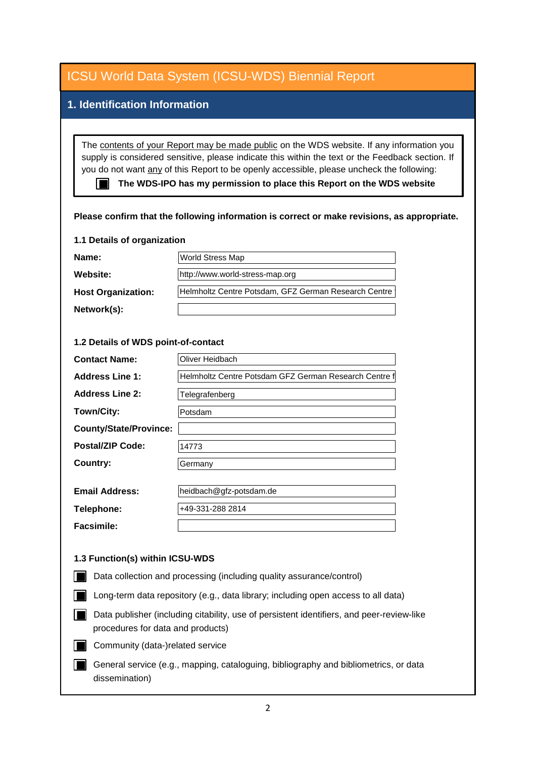# ICSU World Data System (ICSU-WDS) Biennial Report

## 1. Identification Information

The contents of your Report may be made public on the WDS website. If any information you supply is considered sensitive, please indicate this within the text or the Feedback section. If you do not want any of this Report to be openly accessible, please uncheck the following:

☒ **The WDS-IPO has my permission to place this Report on the WDS website**

**Please confirm that the following information is correct or make revisions, as appropriate.**

### 1.1 Details of organization

| | |
|---|---|
| **Name:** | World Stress Map |
| **Website:** | http://www.world-stress-map.org |
| **Host Organization:** | Helmholtz Centre Potsdam, GFZ German Research Centre |
| **Network(s):** | |

### 1.2 Details of WDS point-of-contact

| | |
|---|---|
| **Contact Name:** | Oliver Heidbach |
| **Address Line 1:** | Helmholtz Centre Potsdam GFZ German Research Centre f |
| **Address Line 2:** | Telegrafenberg |
| **Town/City:** | Potsdam |
| **County/State/Province:** | |
| **Postal/ZIP Code:** | 14773 |
| **Country:** | Germany |
| **Email Address:** | heidbach@gfz-potsdam.de |
| **Telephone:** | +49-331-288 2814 |
| **Facsimile:** | |

### 1.3 Function(s) within ICSU-WDS

- ☒ Data collection and processing (including quality assurance/control)
- ☒ Long-term data repository (e.g., data library; including open access to all data)
- ☒ Data publisher (including citability, use of persistent identifiers, and peer-review-like procedures for data and products)
- ☒ Community (data-)related service
- ☒ General service (e.g., mapping, cataloguing, bibliography and bibliometrics, or data dissemination)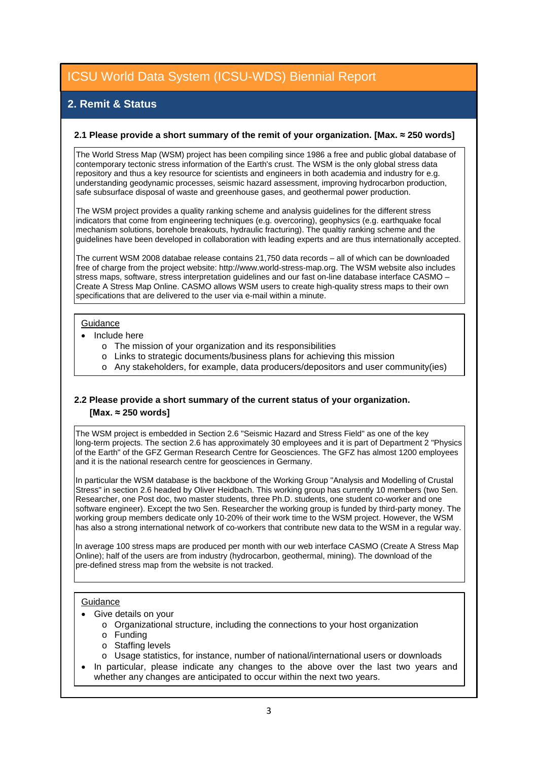# ICSU World Data System (ICSU-WDS) Biennial Report

## 2. Remit & Status

**2.1 Please provide a short summary of the remit of your organization. [Max. ≈ 250 words]**

The World Stress Map (WSM) project has been compiling since 1986 a free and public global database of contemporary tectonic stress information of the Earth's crust. The WSM is the only global stress data repository and thus a key resource for scientists and engineers in both academia and industry for e.g. understanding geodynamic processes, seismic hazard assessment, improving hydrocarbon production, safe subsurface disposal of waste and greenhouse gases, and geothermal power production.

The WSM project provides a quality ranking scheme and analysis guidelines for the different stress indicators that come from engineering techniques (e.g. overcoring), geophysics (e.g. earthquake focal mechanism solutions, borehole breakouts, hydraulic fracturing). The qualtiy ranking scheme and the guidelines have been developed in collaboration with leading experts and are thus internationally accepted.

The current WSM 2008 databae release contains 21,750 data records – all of which can be downloaded free of charge from the project website: http://www.world-stress-map.org. The WSM website also includes stress maps, software, stress interpretation guidelines and our fast on-line database interface CASMO – Create A Stress Map Online. CASMO allows WSM users to create high-quality stress maps to their own specifications that are delivered to the user via e-mail within a minute.

Guidance

- Include here
  - The mission of your organization and its responsibilities
  - Links to strategic documents/business plans for achieving this mission
  - Any stakeholders, for example, data producers/depositors and user community(ies)

**2.2 Please provide a short summary of the current status of your organization. [Max. ≈ 250 words]**

The WSM project is embedded in Section 2.6 "Seismic Hazard and Stress Field" as one of the key long-term projects. The section 2.6 has approximately 30 employees and it is part of Department 2 "Physics of the Earth" of the GFZ German Research Centre for Geosciences. The GFZ has almost 1200 employees and it is the national research centre for geosciences in Germany.

In particular the WSM database is the backbone of the Working Group "Analysis and Modelling of Crustal Stress" in section 2.6 headed by Oliver Heidbach. This working group has currently 10 members (two Sen. Researcher, one Post doc, two master students, three Ph.D. students, one student co-worker and one software engineer). Except the two Sen. Researcher the working group is funded by third-party money. The working group members dedicate only 10-20% of their work time to the WSM project. However, the WSM has also a strong international network of co-workers that contribute new data to the WSM in a regular way.

In average 100 stress maps are produced per month with our web interface CASMO (Create A Stress Map Online); half of the users are from industry (hydrocarbon, geothermal, mining). The download of the pre-defined stress map from the website is not tracked.

Guidance

- Give details on your
  - Organizational structure, including the connections to your host organization
  - Funding
  - Staffing levels
  - Usage statistics, for instance, number of national/international users or downloads
- In particular, please indicate any changes to the above over the last two years and whether any changes are anticipated to occur within the next two years.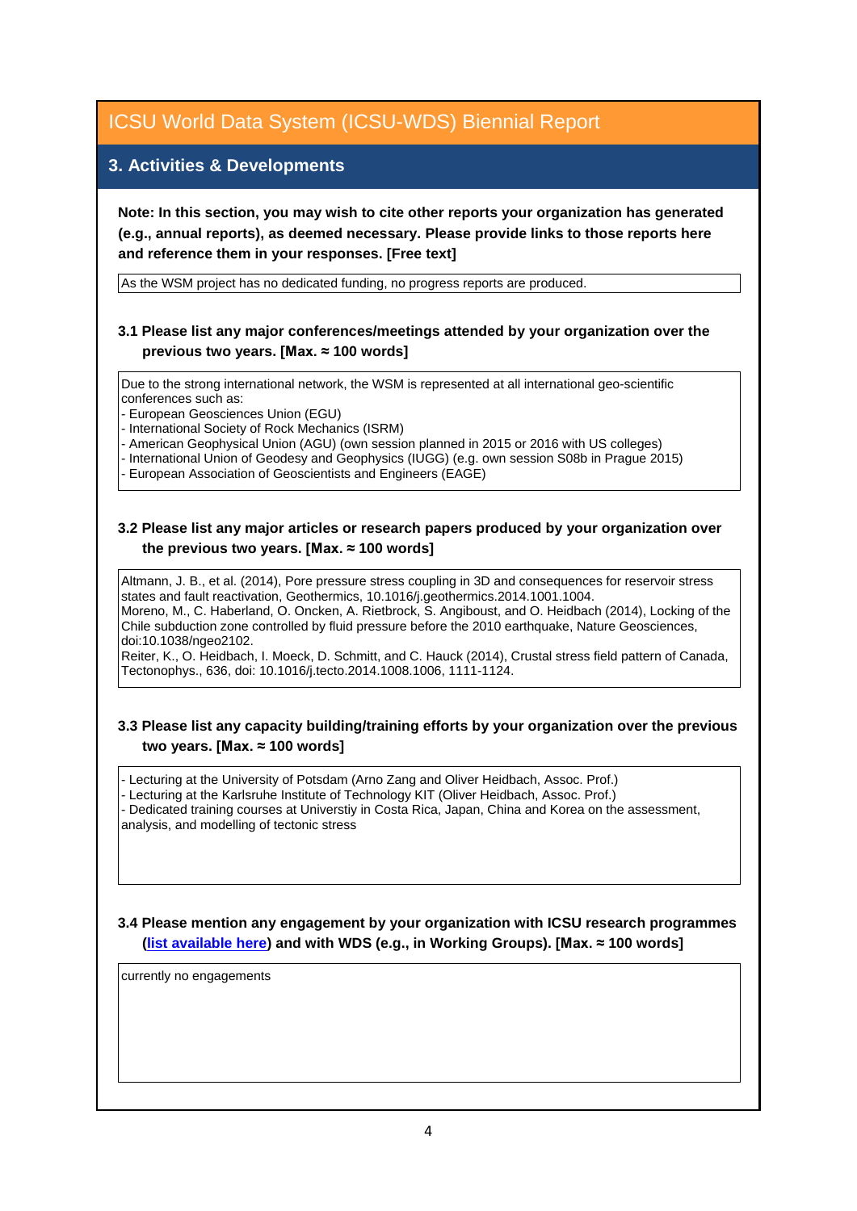# ICSU World Data System (ICSU-WDS) Biennial Report

## 3. Activities & Developments

**Note: In this section, you may wish to cite other reports your organization has generated (e.g., annual reports), as deemed necessary. Please provide links to those reports here and reference them in your responses. [Free text]**

As the WSM project has no dedicated funding, no progress reports are produced.

**3.1 Please list any major conferences/meetings attended by your organization over the previous two years. [Max. ≈ 100 words]**

Due to the strong international network, the WSM is represented at all international geo-scientific conferences such as:
- European Geosciences Union (EGU)
- International Society of Rock Mechanics (ISRM)
- American Geophysical Union (AGU) (own session planned in 2015 or 2016 with US colleges)
- International Union of Geodesy and Geophysics (IUGG) (e.g. own session S08b in Prague 2015)
- European Association of Geoscientists and Engineers (EAGE)

**3.2 Please list any major articles or research papers produced by your organization over the previous two years. [Max. ≈ 100 words]**

Altmann, J. B., et al. (2014), Pore pressure stress coupling in 3D and consequences for reservoir stress states and fault reactivation, Geothermics, 10.1016/j.geothermics.2014.1001.1004.
Moreno, M., C. Haberland, O. Oncken, A. Rietbrock, S. Angiboust, and O. Heidbach (2014), Locking of the Chile subduction zone controlled by fluid pressure before the 2010 earthquake, Nature Geosciences, doi:10.1038/ngeo2102.
Reiter, K., O. Heidbach, I. Moeck, D. Schmitt, and C. Hauck (2014), Crustal stress field pattern of Canada, Tectonophys., 636, doi: 10.1016/j.tecto.2014.1008.1006, 1111-1124.

**3.3 Please list any capacity building/training efforts by your organization over the previous two years. [Max. ≈ 100 words]**

- Lecturing at the University of Potsdam (Arno Zang and Oliver Heidbach, Assoc. Prof.)
- Lecturing at the Karlsruhe Institute of Technology KIT (Oliver Heidbach, Assoc. Prof.)
- Dedicated training courses at Universtiy in Costa Rica, Japan, China and Korea on the assessment, analysis, and modelling of tectonic stress

**3.4 Please mention any engagement by your organization with ICSU research programmes (list available here) and with WDS (e.g., in Working Groups). [Max. ≈ 100 words]**

currently no engagements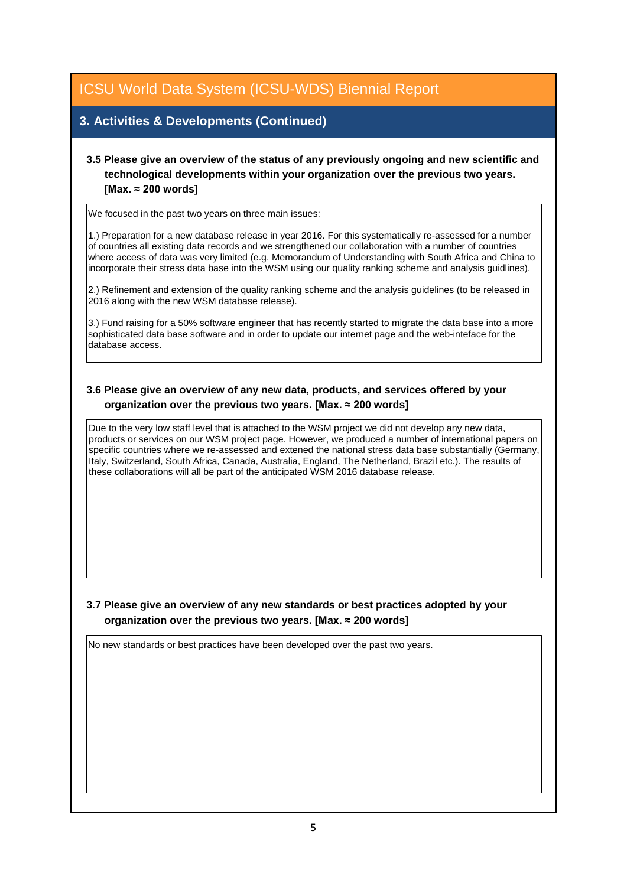# ICSU World Data System (ICSU-WDS) Biennial Report

## 3. Activities & Developments (Continued)

### 3.5 Please give an overview of the status of any previously ongoing and new scientific and technological developments within your organization over the previous two years. [Max. ≈ 200 words]

We focused in the past two years on three main issues:

1.) Preparation for a new database release in year 2016. For this systematically re-assessed for a number of countries all existing data records and we strengthened our collaboration with a number of countries where access of data was very limited (e.g. Memorandum of Understanding with South Africa and China to incorporate their stress data base into the WSM using our quality ranking scheme and analysis guidlines).

2.) Refinement and extension of the quality ranking scheme and the analysis guidelines (to be released in 2016 along with the new WSM database release).

3.) Fund raising for a 50% software engineer that has recently started to migrate the data base into a more sophisticated data base software and in order to update our internet page and the web-inteface for the database access.

### 3.6 Please give an overview of any new data, products, and services offered by your organization over the previous two years. [Max. ≈ 200 words]

Due to the very low staff level that is attached to the WSM project we did not develop any new data, products or services on our WSM project page. However, we produced a number of international papers on specific countries where we re-assessed and extened the national stress data base substantially (Germany, Italy, Switzerland, South Africa, Canada, Australia, England, The Netherland, Brazil etc.). The results of these collaborations will all be part of the anticipated WSM 2016 database release.

### 3.7 Please give an overview of any new standards or best practices adopted by your organization over the previous two years. [Max. ≈ 200 words]

No new standards or best practices have been developed over the past two years.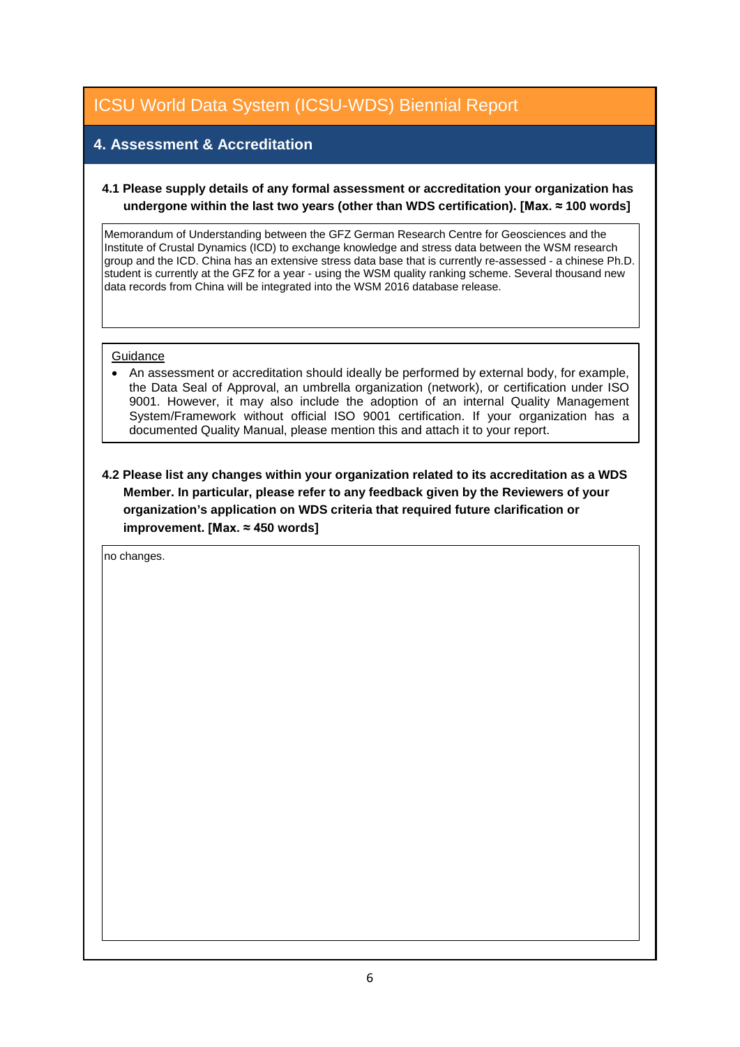# ICSU World Data System (ICSU-WDS) Biennial Report

## 4. Assessment & Accreditation

**4.1 Please supply details of any formal assessment or accreditation your organization has undergone within the last two years (other than WDS certification). [Max. ≈ 100 words]**

Memorandum of Understanding between the GFZ German Research Centre for Geosciences and the Institute of Crustal Dynamics (ICD) to exchange knowledge and stress data between the WSM research group and the ICD. China has an extensive stress data base that is currently re-assessed - a chinese Ph.D. student is currently at the GFZ for a year - using the WSM quality ranking scheme. Several thousand new data records from China will be integrated into the WSM 2016 database release.

Guidance

- An assessment or accreditation should ideally be performed by external body, for example, the Data Seal of Approval, an umbrella organization (network), or certification under ISO 9001. However, it may also include the adoption of an internal Quality Management System/Framework without official ISO 9001 certification. If your organization has a documented Quality Manual, please mention this and attach it to your report.

**4.2 Please list any changes within your organization related to its accreditation as a WDS Member. In particular, please refer to any feedback given by the Reviewers of your organization's application on WDS criteria that required future clarification or improvement. [Max. ≈ 450 words]**

no changes.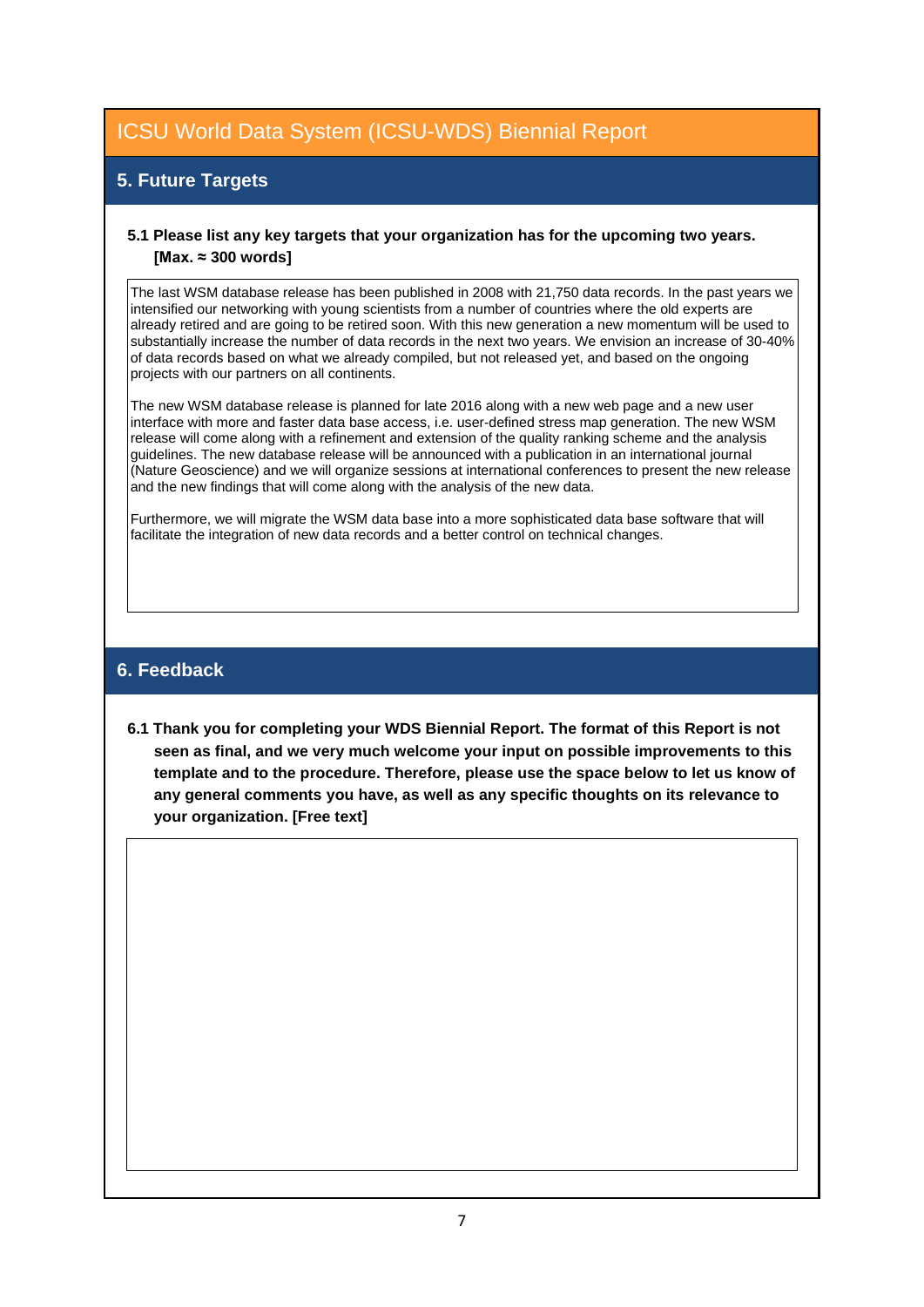# ICSU World Data System (ICSU-WDS) Biennial Report

## 5. Future Targets

**5.1 Please list any key targets that your organization has for the upcoming two years. [Max. ≈ 300 words]**

The last WSM database release has been published in 2008 with 21,750 data records. In the past years we intensified our networking with young scientists from a number of countries where the old experts are already retired and are going to be retired soon. With this new generation a new momentum will be used to substantially increase the number of data records in the next two years. We envision an increase of 30-40% of data records based on what we already compiled, but not released yet, and based on the ongoing projects with our partners on all continents.

The new WSM database release is planned for late 2016 along with a new web page and a new user interface with more and faster data base access, i.e. user-defined stress map generation. The new WSM release will come along with a refinement and extension of the quality ranking scheme and the analysis guidelines. The new database release will be announced with a publication in an international journal (Nature Geoscience) and we will organize sessions at international conferences to present the new release and the new findings that will come along with the analysis of the new data.

Furthermore, we will migrate the WSM data base into a more sophisticated data base software that will facilitate the integration of new data records and a better control on technical changes.

## 6. Feedback

**6.1 Thank you for completing your WDS Biennial Report. The format of this Report is not seen as final, and we very much welcome your input on possible improvements to this template and to the procedure. Therefore, please use the space below to let us know of any general comments you have, as well as any specific thoughts on its relevance to your organization. [Free text]**